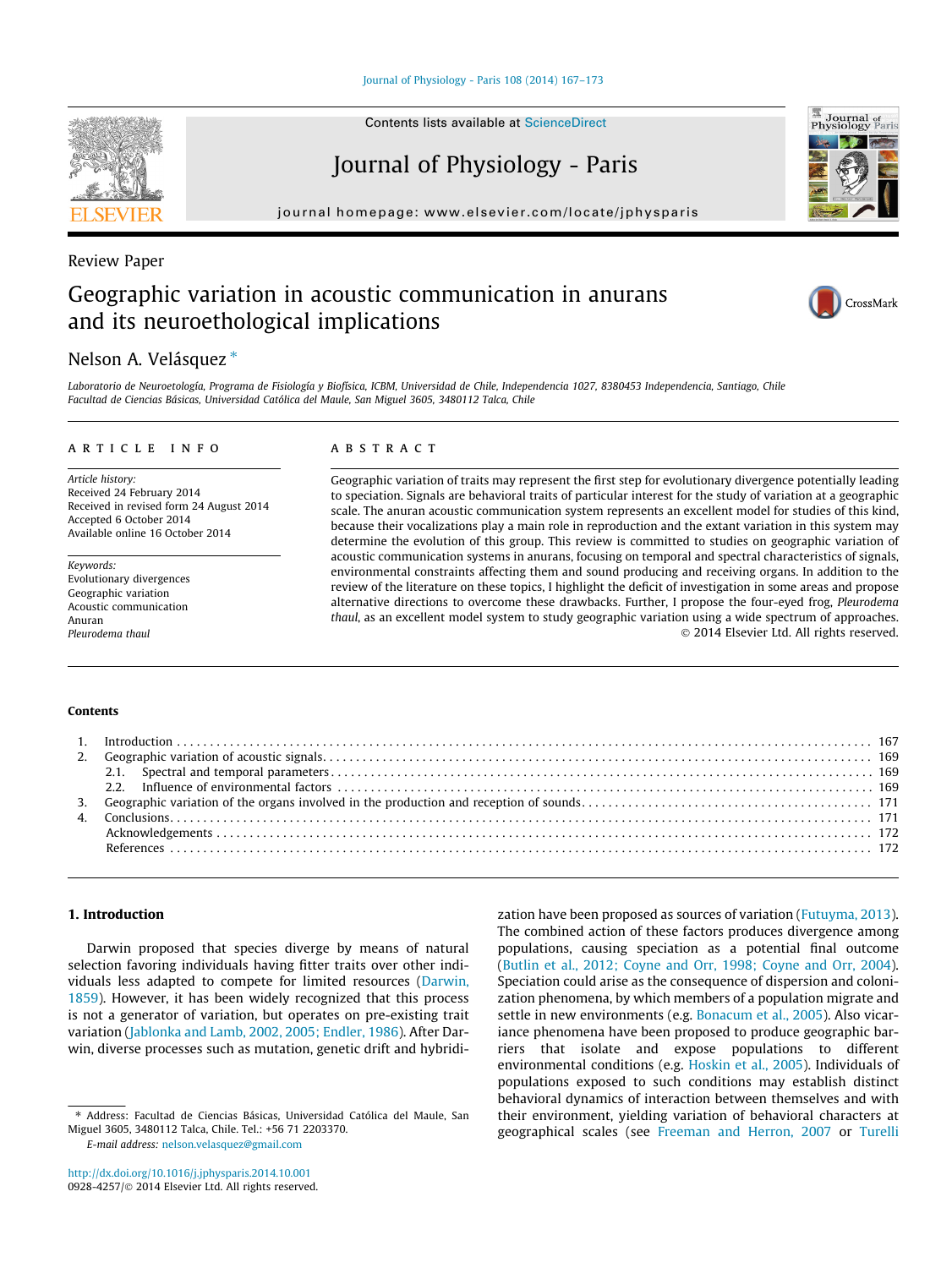Review Paper

# Geographic variation in acoustic communication in anurans and its neuroethological implications

Nelson A. Velásquez *

Laboratorio de Neuroetología, Programa de Fisiología y Biofísica, ICBM, Universidad de Chile, Independencia 1027, 8380453 Independencia, Santiago, Chile
Facultad de Ciencias Básicas, Universidad Católica del Maule, San Miguel 3605, 3480112 Talca, Chile

## ARTICLE INFO

*Article history:*
Received 24 February 2014
Received in revised form 24 August 2014
Accepted 6 October 2014
Available online 16 October 2014

*Keywords:*
Evolutionary divergences
Geographic variation
Acoustic communication
Anuran
*Pleurodema thaul*

## ABSTRACT

Geographic variation of traits may represent the first step for evolutionary divergence potentially leading to speciation. Signals are behavioral traits of particular interest for the study of variation at a geographic scale. The anuran acoustic communication system represents an excellent model for studies of this kind, because their vocalizations play a main role in reproduction and the extant variation in this system may determine the evolution of this group. This review is committed to studies on geographic variation of acoustic communication systems in anurans, focusing on temporal and spectral characteristics of signals, environmental constraints affecting them and sound producing and receiving organs. In addition to the review of the literature on these topics, I highlight the deficit of investigation in some areas and propose alternative directions to overcome these drawbacks. Further, I propose the four-eyed frog, *Pleurodema thaul*, as an excellent model system to study geographic variation using a wide spectrum of approaches.

© 2014 Elsevier Ltd. All rights reserved.

## Contents

1. Introduction . . . 167
2. Geographic variation of acoustic signals. . . . 169
   2.1. Spectral and temporal parameters . . . 169
   2.2. Influence of environmental factors . . . 169
3. Geographic variation of the organs involved in the production and reception of sounds. . . . 171
4. Conclusions. . . . 171
   Acknowledgements . . . 172
   References . . . 172

## 1. Introduction

Darwin proposed that species diverge by means of natural selection favoring individuals having fitter traits over other individuals less adapted to compete for limited resources (Darwin, 1859). However, it has been widely recognized that this process is not a generator of variation, but operates on pre-existing trait variation (Jablonka and Lamb, 2002, 2005; Endler, 1986). After Darwin, diverse processes such as mutation, genetic drift and hybridization have been proposed as sources of variation (Futuyma, 2013). The combined action of these factors produces divergence among populations, causing speciation as a potential final outcome (Butlin et al., 2012; Coyne and Orr, 1998; Coyne and Orr, 2004). Speciation could arise as the consequence of dispersion and colonization phenomena, by which members of a population migrate and settle in new environments (e.g. Bonacum et al., 2005). Also vicariance phenomena have been proposed to produce geographic barriers that isolate and expose populations to different environmental conditions (e.g. Hoskin et al., 2005). Individuals of populations exposed to such conditions may establish distinct behavioral dynamics of interaction between themselves and with their environment, yielding variation of behavioral characters at geographical scales (see Freeman and Herron, 2007 or Turelli

* Address: Facultad de Ciencias Básicas, Universidad Católica del Maule, San Miguel 3605, 3480112 Talca, Chile. Tel.: +56 71 2203370.
E-mail address: nelson.velasquez@gmail.com

http://dx.doi.org/10.1016/j.jphysparis.2014.10.001
0928-4257/© 2014 Elsevier Ltd. All rights reserved.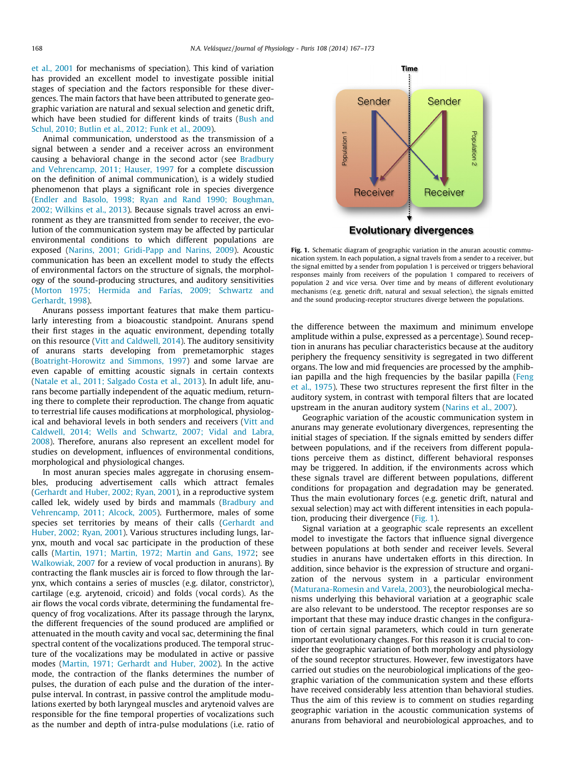et al., 2001 for mechanisms of speciation). This kind of variation has provided an excellent model to investigate possible initial stages of speciation and the factors responsible for these divergences. The main factors that have been attributed to generate geographic variation are natural and sexual selection and genetic drift, which have been studied for different kinds of traits (Bush and Schul, 2010; Butlin et al., 2012; Funk et al., 2009).

Animal communication, understood as the transmission of a signal between a sender and a receiver across an environment causing a behavioral change in the second actor (see Bradbury and Vehrencamp, 2011; Hauser, 1997 for a complete discussion on the definition of animal communication), is a widely studied phenomenon that plays a significant role in species divergence (Endler and Basolo, 1998; Ryan and Rand 1990; Boughman, 2002; Wilkins et al., 2013). Because signals travel across an environment as they are transmitted from sender to receiver, the evolution of the communication system may be affected by particular environmental conditions to which different populations are exposed (Narins, 2001; Gridi-Papp and Narins, 2009). Acoustic communication has been an excellent model to study the effects of environmental factors on the structure of signals, the morphology of the sound-producing structures, and auditory sensitivities (Morton 1975; Hermida and Farías, 2009; Schwartz and Gerhardt, 1998).

Anurans possess important features that make them particularly interesting from a bioacoustic standpoint. Anurans spend their first stages in the aquatic environment, depending totally on this resource (Vitt and Caldwell, 2014). The auditory sensitivity of anurans starts developing from premetamorphic stages (Boatright-Horowitz and Simmons, 1997) and some larvae are even capable of emitting acoustic signals in certain contexts (Natale et al., 2011; Salgado Costa et al., 2013). In adult life, anurans become partially independent of the aquatic medium, returning there to complete their reproduction. The change from aquatic to terrestrial life causes modifications at morphological, physiological and behavioral levels in both senders and receivers (Vitt and Caldwell, 2014; Wells and Schwartz, 2007; Vidal and Labra, 2008). Therefore, anurans also represent an excellent model for studies on development, influences of environmental conditions, morphological and physiological changes.

In most anuran species males aggregate in chorusing ensembles, producing advertisement calls which attract females (Gerhardt and Huber, 2002; Ryan, 2001), in a reproductive system called lek, widely used by birds and mammals (Bradbury and Vehrencamp, 2011; Alcock, 2005). Furthermore, males of some species set territories by means of their calls (Gerhardt and Huber, 2002; Ryan, 2001). Various structures including lungs, larynx, mouth and vocal sac participate in the production of these calls (Martin, 1971; Martin, 1972; Martin and Gans, 1972; see Walkowiak, 2007 for a review of vocal production in anurans). By contracting the flank muscles air is forced to flow through the larynx, which contains a series of muscles (e.g. dilator, constrictor), cartilage (e.g. arytenoid, cricoid) and folds (vocal cords). As the air flows the vocal cords vibrate, determining the fundamental frequency of frog vocalizations. After its passage through the larynx, the different frequencies of the sound produced are amplified or attenuated in the mouth cavity and vocal sac, determining the final spectral content of the vocalizations produced. The temporal structure of the vocalizations may be modulated in active or passive modes (Martin, 1971; Gerhardt and Huber, 2002). In the active mode, the contraction of the flanks determines the number of pulses, the duration of each pulse and the duration of the interpulse interval. In contrast, in passive control the amplitude modulations exerted by both laryngeal muscles and arytenoid valves are responsible for the fine temporal properties of vocalizations such as the number and depth of intra-pulse modulations (i.e. ratio of the difference between the maximum and minimum envelope amplitude within a pulse, expressed as a percentage). Sound reception in anurans has peculiar characteristics because at the auditory periphery the frequency sensitivity is segregated in two different organs. The low and mid frequencies are processed by the amphibian papilla and the high frequencies by the basilar papilla (Feng et al., 1975). These two structures represent the first filter in the auditory system, in contrast with temporal filters that are located upstream in the anuran auditory system (Narins et al., 2007).

**Fig. 1.** Schematic diagram of geographic variation in the anuran acoustic communication system. In each population, a signal travels from a sender to a receiver, but the signal emitted by a sender from population 1 is perceived or triggers behavioral responses mainly from receivers of the population 1 compared to receivers of population 2 and vice versa. Over time and by means of different evolutionary mechanisms (e.g. genetic drift, natural and sexual selection), the signals emitted and the sound producing-receptor structures diverge between the populations.

Geographic variation of the acoustic communication system in anurans may generate evolutionary divergences, representing the initial stages of speciation. If the signals emitted by senders differ between populations, and if the receivers from different populations perceive them as distinct, different behavioral responses may be triggered. In addition, if the environments across which these signals travel are different between populations, different conditions for propagation and degradation may be generated. Thus the main evolutionary forces (e.g. genetic drift, natural and sexual selection) may act with different intensities in each population, producing their divergence (Fig. 1).

Signal variation at a geographic scale represents an excellent model to investigate the factors that influence signal divergence between populations at both sender and receiver levels. Several studies in anurans have undertaken efforts in this direction. In addition, since behavior is the expression of structure and organization of the nervous system in a particular environment (Maturana-Romesin and Varela, 2003), the neurobiological mechanisms underlying this behavioral variation at a geographic scale are also relevant to be understood. The receptor responses are so important that these may induce drastic changes in the configuration of certain signal parameters, which could in turn generate important evolutionary changes. For this reason it is crucial to consider the geographic variation of both morphology and physiology of the sound receptor structures. However, few investigators have carried out studies on the neurobiological implications of the geographic variation of the communication system and these efforts have received considerably less attention than behavioral studies. Thus the aim of this review is to comment on studies regarding geographic variation in the acoustic communication systems of anurans from behavioral and neurobiological approaches, and to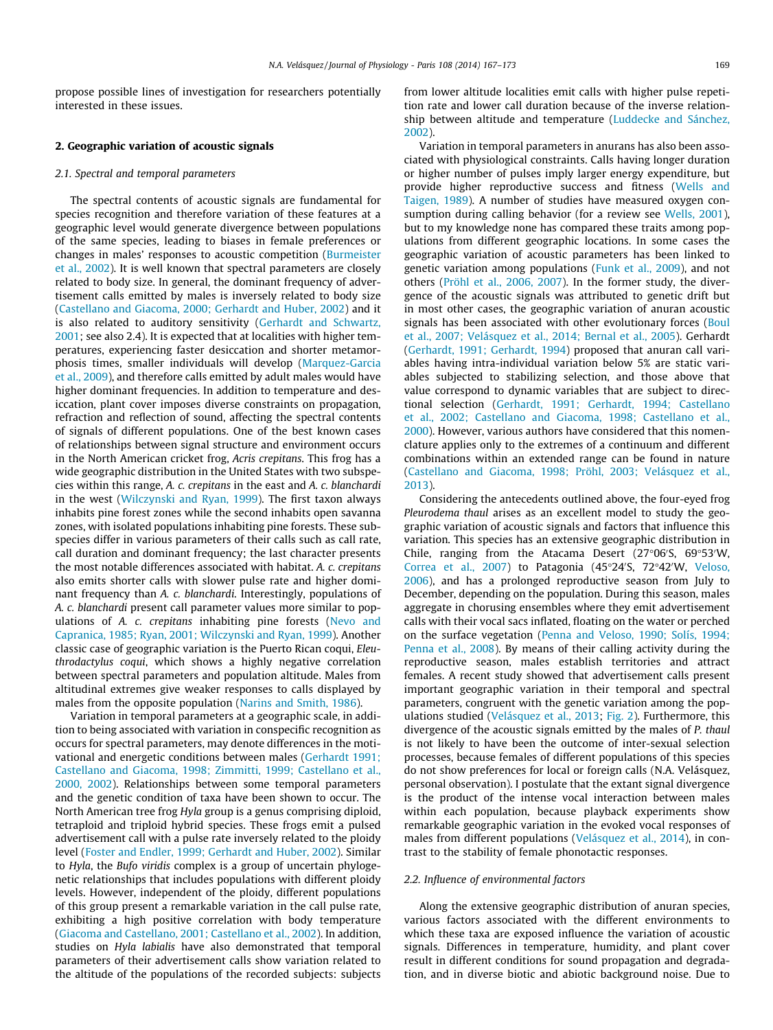propose possible lines of investigation for researchers potentially interested in these issues.

## 2. Geographic variation of acoustic signals

### 2.1. Spectral and temporal parameters

The spectral contents of acoustic signals are fundamental for species recognition and therefore variation of these features at a geographic level would generate divergence between populations of the same species, leading to biases in female preferences or changes in males' responses to acoustic competition (Burmeister et al., 2002). It is well known that spectral parameters are closely related to body size. In general, the dominant frequency of advertisement calls emitted by males is inversely related to body size (Castellano and Giacoma, 2000; Gerhardt and Huber, 2002) and it is also related to auditory sensitivity (Gerhardt and Schwartz, 2001; see also 2.4). It is expected that at localities with higher temperatures, experiencing faster desiccation and shorter metamorphosis times, smaller individuals will develop (Marquez-Garcia et al., 2009), and therefore calls emitted by adult males would have higher dominant frequencies. In addition to temperature and desiccation, plant cover imposes diverse constraints on propagation, refraction and reflection of sound, affecting the spectral contents of signals of different populations. One of the best known cases of relationships between signal structure and environment occurs in the North American cricket frog, *Acris crepitans*. This frog has a wide geographic distribution in the United States with two subspecies within this range, *A. c. crepitans* in the east and *A. c. blanchardi* in the west (Wilczynski and Ryan, 1999). The first taxon always inhabits pine forest zones while the second inhabits open savanna zones, with isolated populations inhabiting pine forests. These subspecies differ in various parameters of their calls such as call rate, call duration and dominant frequency; the last character presents the most notable differences associated with habitat. *A. c. crepitans* also emits shorter calls with slower pulse rate and higher dominant frequency than *A. c. blanchardi*. Interestingly, populations of *A. c. blanchardi* present call parameter values more similar to populations of *A. c. crepitans* inhabiting pine forests (Nevo and Capranica, 1985; Ryan, 2001; Wilczynski and Ryan, 1999). Another classic case of geographic variation is the Puerto Rican coqui, *Eleuthrodactylus coqui*, which shows a highly negative correlation between spectral parameters and population altitude. Males from altitudinal extremes give weaker responses to calls displayed by males from the opposite population (Narins and Smith, 1986).

Variation in temporal parameters at a geographic scale, in addition to being associated with variation in conspecific recognition as occurs for spectral parameters, may denote differences in the motivational and energetic conditions between males (Gerhardt 1991; Castellano and Giacoma, 1998; Zimmitti, 1999; Castellano et al., 2000, 2002). Relationships between some temporal parameters and the genetic condition of taxa have been shown to occur. The North American tree frog *Hyla* group is a genus comprising diploid, tetraploid and triploid hybrid species. These frogs emit a pulsed advertisement call with a pulse rate inversely related to the ploidy level (Foster and Endler, 1999; Gerhardt and Huber, 2002). Similar to *Hyla*, the *Bufo viridis* complex is a group of uncertain phylogenetic relationships that includes populations with different ploidy levels. However, independent of the ploidy, different populations of this group present a remarkable variation in the call pulse rate, exhibiting a high positive correlation with body temperature (Giacoma and Castellano, 2001; Castellano et al., 2002). In addition, studies on *Hyla labialis* have also demonstrated that temporal parameters of their advertisement calls show variation related to the altitude of the populations of the recorded subjects: subjects from lower altitude localities emit calls with higher pulse repetition rate and lower call duration because of the inverse relationship between altitude and temperature (Luddecke and Sánchez, 2002).

Variation in temporal parameters in anurans has also been associated with physiological constraints. Calls having longer duration or higher number of pulses imply larger energy expenditure, but provide higher reproductive success and fitness (Wells and Taigen, 1989). A number of studies have measured oxygen consumption during calling behavior (for a review see Wells, 2001), but to my knowledge none has compared these traits among populations from different geographic locations. In some cases the geographic variation of acoustic parameters has been linked to genetic variation among populations (Funk et al., 2009), and not others (Pröhl et al., 2006, 2007). In the former study, the divergence of the acoustic signals was attributed to genetic drift but in most other cases, the geographic variation of anuran acoustic signals has been associated with other evolutionary forces (Boul et al., 2007; Velásquez et al., 2014; Bernal et al., 2005). Gerhardt (Gerhardt, 1991; Gerhardt, 1994) proposed that anuran call variables having intra-individual variation below 5% are static variables subjected to stabilizing selection, and those above that value correspond to dynamic variables that are subject to directional selection (Gerhardt, 1991; Gerhardt, 1994; Castellano et al., 2002; Castellano and Giacoma, 1998; Castellano et al., 2000). However, various authors have considered that this nomenclature applies only to the extremes of a continuum and different combinations within an extended range can be found in nature (Castellano and Giacoma, 1998; Pröhl, 2003; Velásquez et al., 2013).

Considering the antecedents outlined above, the four-eyed frog *Pleurodema thaul* arises as an excellent model to study the geographic variation of acoustic signals and factors that influence this variation. This species has an extensive geographic distribution in Chile, ranging from the Atacama Desert (27°06′S, 69°53′W, Correa et al., 2007) to Patagonia (45°24′S, 72°42′W, Veloso, 2006), and has a prolonged reproductive season from July to December, depending on the population. During this season, males aggregate in chorusing ensembles where they emit advertisement calls with their vocal sacs inflated, floating on the water or perched on the surface vegetation (Penna and Veloso, 1990; Solís, 1994; Penna et al., 2008). By means of their calling activity during the reproductive season, males establish territories and attract females. A recent study showed that advertisement calls present important geographic variation in their temporal and spectral parameters, congruent with the genetic variation among the populations studied (Velásquez et al., 2013; Fig. 2). Furthermore, this divergence of the acoustic signals emitted by the males of *P. thaul* is not likely to have been the outcome of inter-sexual selection processes, because females of different populations of this species do not show preferences for local or foreign calls (N.A. Velásquez, personal observation). I postulate that the extant signal divergence is the product of the intense vocal interaction between males within each population, because playback experiments show remarkable geographic variation in the evoked vocal responses of males from different populations (Velásquez et al., 2014), in contrast to the stability of female phonotactic responses.

### 2.2. Influence of environmental factors

Along the extensive geographic distribution of anuran species, various factors associated with the different environments to which these taxa are exposed influence the variation of acoustic signals. Differences in temperature, humidity, and plant cover result in different conditions for sound propagation and degradation, and in diverse biotic and abiotic background noise. Due to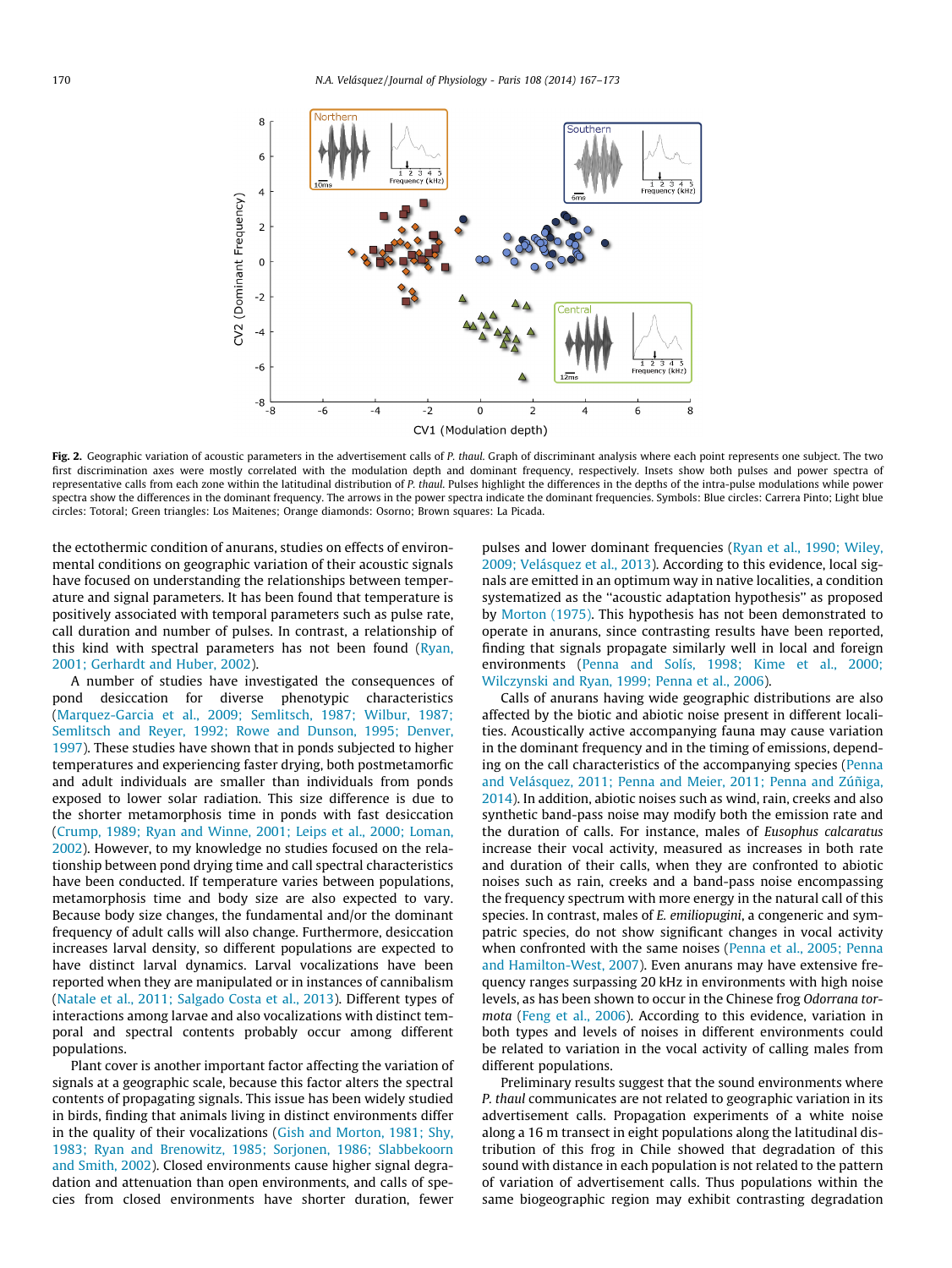Fig. 2. Geographic variation of acoustic parameters in the advertisement calls of *P. thaul*. Graph of discriminant analysis where each point represents one subject. The two first discrimination axes were mostly correlated with the modulation depth and dominant frequency, respectively. Insets show both pulses and power spectra of representative calls from each zone within the latitudinal distribution of *P. thaul*. Pulses highlight the differences in the depths of the intra-pulse modulations while power spectra show the differences in the dominant frequency. The arrows in the power spectra indicate the dominant frequencies. Symbols: Blue circles: Carrera Pinto; Light blue circles: Totoral; Green triangles: Los Maitenes; Orange diamonds: Osorno; Brown squares: La Picada.

the ectothermic condition of anurans, studies on effects of environmental conditions on geographic variation of their acoustic signals have focused on understanding the relationships between temperature and signal parameters. It has been found that temperature is positively associated with temporal parameters such as pulse rate, call duration and number of pulses. In contrast, a relationship of this kind with spectral parameters has not been found (Ryan, 2001; Gerhardt and Huber, 2002).

A number of studies have investigated the consequences of pond desiccation for diverse phenotypic characteristics (Marquez-Garcia et al., 2009; Semlitsch, 1987; Wilbur, 1987; Semlitsch and Reyer, 1992; Rowe and Dunson, 1995; Denver, 1997). These studies have shown that in ponds subjected to higher temperatures and experiencing faster drying, both postmetamorfic and adult individuals are smaller than individuals from ponds exposed to lower solar radiation. This size difference is due to the shorter metamorphosis time in ponds with fast desiccation (Crump, 1989; Ryan and Winne, 2001; Leips et al., 2000; Loman, 2002). However, to my knowledge no studies focused on the relationship between pond drying time and call spectral characteristics have been conducted. If temperature varies between populations, metamorphosis time and body size are also expected to vary. Because body size changes, the fundamental and/or the dominant frequency of adult calls will also change. Furthermore, desiccation increases larval density, so different populations are expected to have distinct larval dynamics. Larval vocalizations have been reported when they are manipulated or in instances of cannibalism (Natale et al., 2011; Salgado Costa et al., 2013). Different types of interactions among larvae and also vocalizations with distinct temporal and spectral contents probably occur among different populations.

Plant cover is another important factor affecting the variation of signals at a geographic scale, because this factor alters the spectral contents of propagating signals. This issue has been widely studied in birds, finding that animals living in distinct environments differ in the quality of their vocalizations (Gish and Morton, 1981; Shy, 1983; Ryan and Brenowitz, 1985; Sorjonen, 1986; Slabbekoorn and Smith, 2002). Closed environments cause higher signal degradation and attenuation than open environments, and calls of species from closed environments have shorter duration, fewer pulses and lower dominant frequencies (Ryan et al., 1990; Wiley, 2009; Velásquez et al., 2013). According to this evidence, local signals are emitted in an optimum way in native localities, a condition systematized as the "acoustic adaptation hypothesis" as proposed by Morton (1975). This hypothesis has not been demonstrated to operate in anurans, since contrasting results have been reported, finding that signals propagate similarly well in local and foreign environments (Penna and Solís, 1998; Kime et al., 2000; Wilczynski and Ryan, 1999; Penna et al., 2006).

Calls of anurans having wide geographic distributions are also affected by the biotic and abiotic noise present in different localities. Acoustically active accompanying fauna may cause variation in the dominant frequency and in the timing of emissions, depending on the call characteristics of the accompanying species (Penna and Velásquez, 2011; Penna and Meier, 2011; Penna and Zúñiga, 2014). In addition, abiotic noises such as wind, rain, creeks and also synthetic band-pass noise may modify both the emission rate and the duration of calls. For instance, males of *Eusophus calcaratus* increase their vocal activity, measured as increases in both rate and duration of their calls, when they are confronted to abiotic noises such as rain, creeks and a band-pass noise encompassing the frequency spectrum with more energy in the natural call of this species. In contrast, males of *E. emiliopugini*, a congeneric and sympatric species, do not show significant changes in vocal activity when confronted with the same noises (Penna et al., 2005; Penna and Hamilton-West, 2007). Even anurans may have extensive frequency ranges surpassing 20 kHz in environments with high noise levels, as has been shown to occur in the Chinese frog *Odorrana tormota* (Feng et al., 2006). According to this evidence, variation in both types and levels of noises in different environments could be related to variation in the vocal activity of calling males from different populations.

Preliminary results suggest that the sound environments where *P. thaul* communicates are not related to geographic variation in its advertisement calls. Propagation experiments of a white noise along a 16 m transect in eight populations along the latitudinal distribution of this frog in Chile showed that degradation of this sound with distance in each population is not related to the pattern of variation of advertisement calls. Thus populations within the same biogeographic region may exhibit contrasting degradation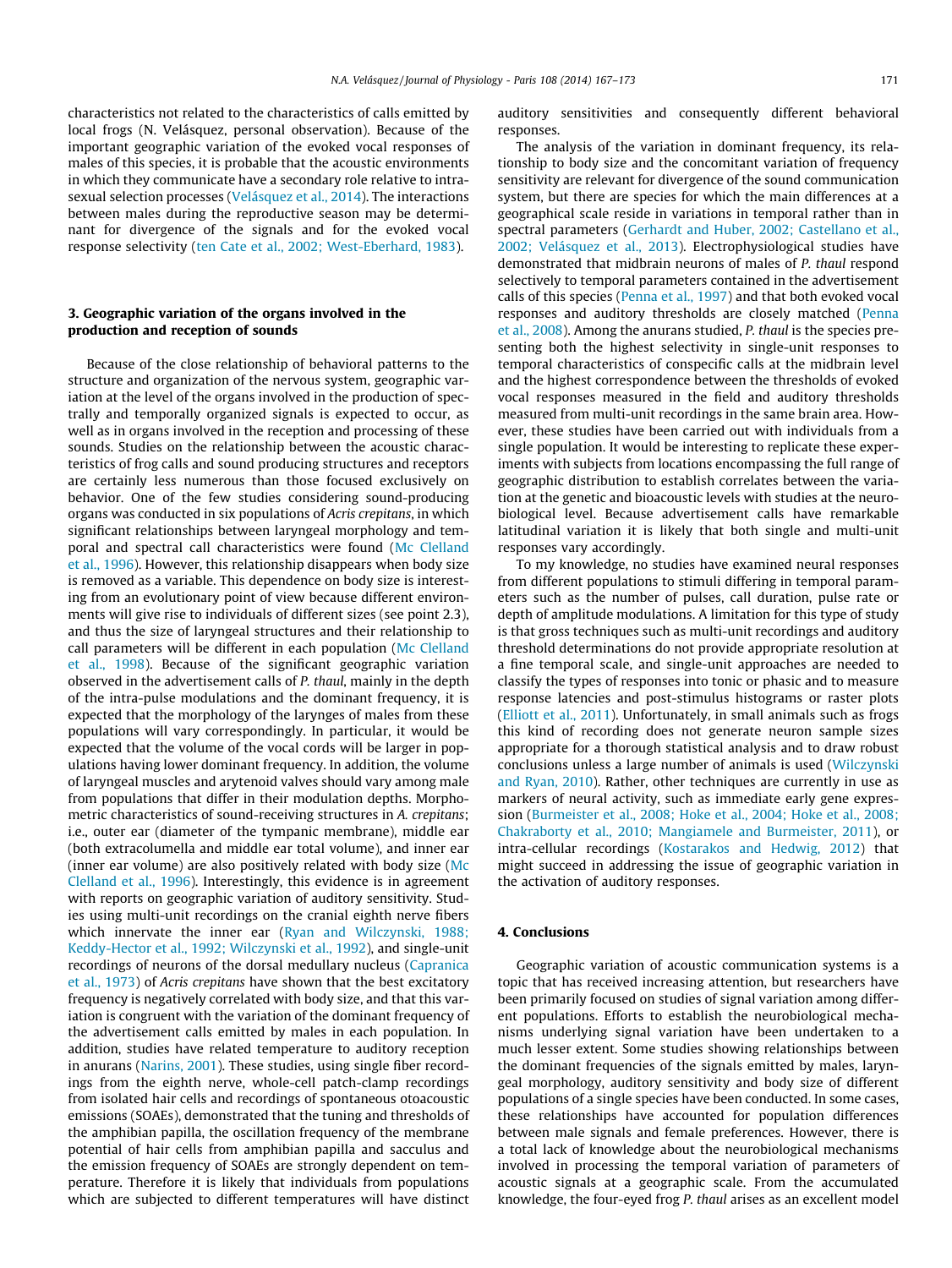characteristics not related to the characteristics of calls emitted by local frogs (N. Velásquez, personal observation). Because of the important geographic variation of the evoked vocal responses of males of this species, it is probable that the acoustic environments in which they communicate have a secondary role relative to intrasexual selection processes (Velásquez et al., 2014). The interactions between males during the reproductive season may be determinant for divergence of the signals and for the evoked vocal response selectivity (ten Cate et al., 2002; West-Eberhard, 1983).

## 3. Geographic variation of the organs involved in the production and reception of sounds

Because of the close relationship of behavioral patterns to the structure and organization of the nervous system, geographic variation at the level of the organs involved in the production of spectrally and temporally organized signals is expected to occur, as well as in organs involved in the reception and processing of these sounds. Studies on the relationship between the acoustic characteristics of frog calls and sound producing structures and receptors are certainly less numerous than those focused exclusively on behavior. One of the few studies considering sound-producing organs was conducted in six populations of *Acris crepitans*, in which significant relationships between laryngeal morphology and temporal and spectral call characteristics were found (Mc Clelland et al., 1996). However, this relationship disappears when body size is removed as a variable. This dependence on body size is interesting from an evolutionary point of view because different environments will give rise to individuals of different sizes (see point 2.3), and thus the size of laryngeal structures and their relationship to call parameters will be different in each population (Mc Clelland et al., 1998). Because of the significant geographic variation observed in the advertisement calls of *P. thaul*, mainly in the depth of the intra-pulse modulations and the dominant frequency, it is expected that the morphology of the larynges of males from these populations will vary correspondingly. In particular, it would be expected that the volume of the vocal cords will be larger in populations having lower dominant frequency. In addition, the volume of laryngeal muscles and arytenoid valves should vary among male from populations that differ in their modulation depths. Morphometric characteristics of sound-receiving structures in *A. crepitans*; i.e., outer ear (diameter of the tympanic membrane), middle ear (both extracolumella and middle ear total volume), and inner ear (inner ear volume) are also positively related with body size (Mc Clelland et al., 1996). Interestingly, this evidence is in agreement with reports on geographic variation of auditory sensitivity. Studies using multi-unit recordings on the cranial eighth nerve fibers which innervate the inner ear (Ryan and Wilczynski, 1988; Keddy-Hector et al., 1992; Wilczynski et al., 1992), and single-unit recordings of neurons of the dorsal medullary nucleus (Capranica et al., 1973) of *Acris crepitans* have shown that the best excitatory frequency is negatively correlated with body size, and that this variation is congruent with the variation of the dominant frequency of the advertisement calls emitted by males in each population. In addition, studies have related temperature to auditory reception in anurans (Narins, 2001). These studies, using single fiber recordings from the eighth nerve, whole-cell patch-clamp recordings from isolated hair cells and recordings of spontaneous otoacoustic emissions (SOAEs), demonstrated that the tuning and thresholds of the amphibian papilla, the oscillation frequency of the membrane potential of hair cells from amphibian papilla and sacculus and the emission frequency of SOAEs are strongly dependent on temperature. Therefore it is likely that individuals from populations which are subjected to different temperatures will have distinct auditory sensitivities and consequently different behavioral responses.

The analysis of the variation in dominant frequency, its relationship to body size and the concomitant variation of frequency sensitivity are relevant for divergence of the sound communication system, but there are species for which the main differences at a geographical scale reside in variations in temporal rather than in spectral parameters (Gerhardt and Huber, 2002; Castellano et al., 2002; Velásquez et al., 2013). Electrophysiological studies have demonstrated that midbrain neurons of males of *P. thaul* respond selectively to temporal parameters contained in the advertisement calls of this species (Penna et al., 1997) and that both evoked vocal responses and auditory thresholds are closely matched (Penna et al., 2008). Among the anurans studied, *P. thaul* is the species presenting both the highest selectivity in single-unit responses to temporal characteristics of conspecific calls at the midbrain level and the highest correspondence between the thresholds of evoked vocal responses measured in the field and auditory thresholds measured from multi-unit recordings in the same brain area. However, these studies have been carried out with individuals from a single population. It would be interesting to replicate these experiments with subjects from locations encompassing the full range of geographic distribution to establish correlates between the variation at the genetic and bioacoustic levels with studies at the neurobiological level. Because advertisement calls have remarkable latitudinal variation it is likely that both single and multi-unit responses vary accordingly.

To my knowledge, no studies have examined neural responses from different populations to stimuli differing in temporal parameters such as the number of pulses, call duration, pulse rate or depth of amplitude modulations. A limitation for this type of study is that gross techniques such as multi-unit recordings and auditory threshold determinations do not provide appropriate resolution at a fine temporal scale, and single-unit approaches are needed to classify the types of responses into tonic or phasic and to measure response latencies and post-stimulus histograms or raster plots (Elliott et al., 2011). Unfortunately, in small animals such as frogs this kind of recording does not generate neuron sample sizes appropriate for a thorough statistical analysis and to draw robust conclusions unless a large number of animals is used (Wilczynski and Ryan, 2010). Rather, other techniques are currently in use as markers of neural activity, such as immediate early gene expression (Burmeister et al., 2008; Hoke et al., 2004; Hoke et al., 2008; Chakraborty et al., 2010; Mangiamele and Burmeister, 2011), or intra-cellular recordings (Kostarakos and Hedwig, 2012) that might succeed in addressing the issue of geographic variation in the activation of auditory responses.

## 4. Conclusions

Geographic variation of acoustic communication systems is a topic that has received increasing attention, but researchers have been primarily focused on studies of signal variation among different populations. Efforts to establish the neurobiological mechanisms underlying signal variation have been undertaken to a much lesser extent. Some studies showing relationships between the dominant frequencies of the signals emitted by males, laryngeal morphology, auditory sensitivity and body size of different populations of a single species have been conducted. In some cases, these relationships have accounted for population differences between male signals and female preferences. However, there is a total lack of knowledge about the neurobiological mechanisms involved in processing the temporal variation of parameters of acoustic signals at a geographic scale. From the accumulated knowledge, the four-eyed frog *P. thaul* arises as an excellent model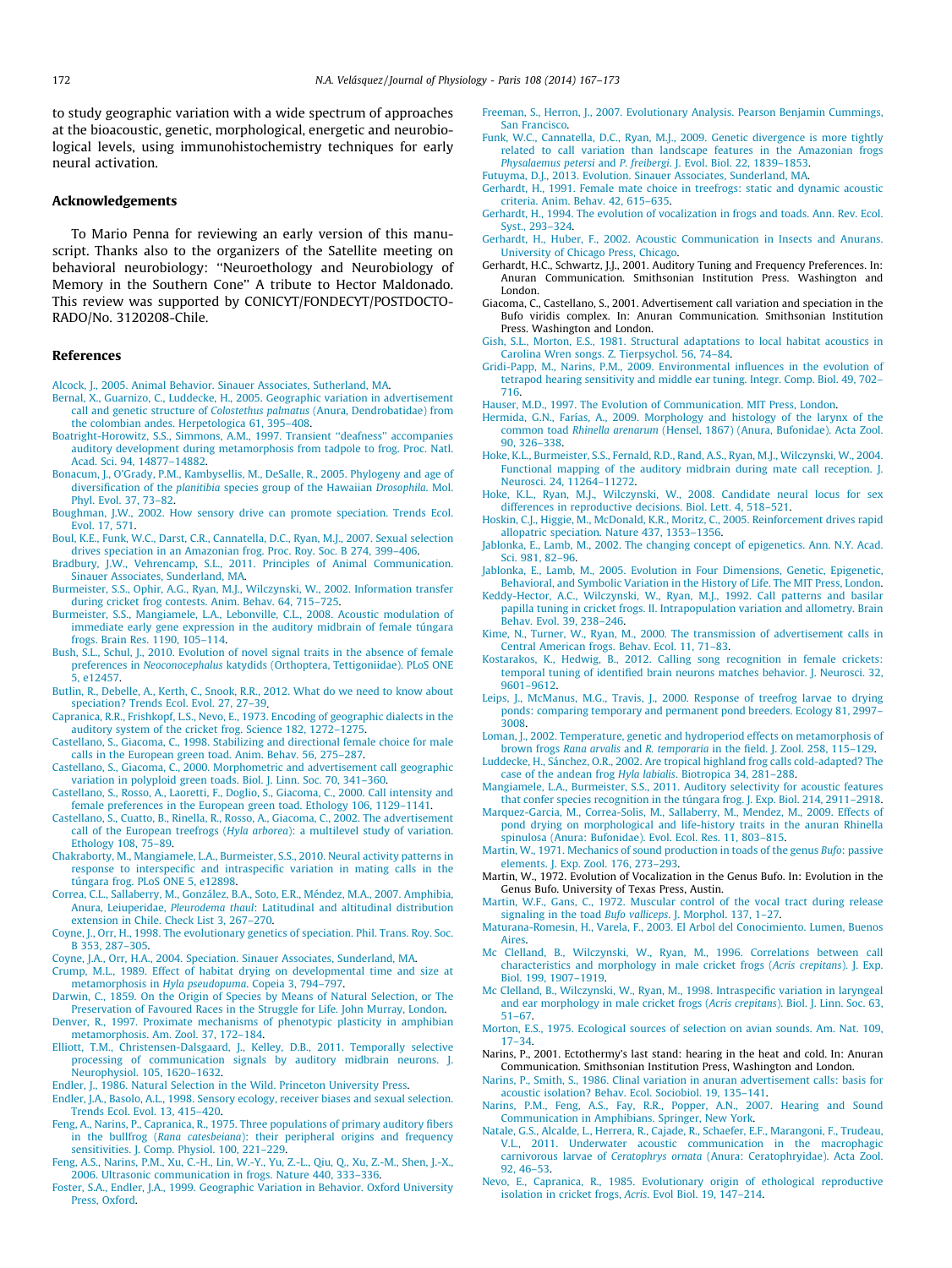to study geographic variation with a wide spectrum of approaches at the bioacoustic, genetic, morphological, energetic and neurobiological levels, using immunohistochemistry techniques for early neural activation.

## Acknowledgements

To Mario Penna for reviewing an early version of this manuscript. Thanks also to the organizers of the Satellite meeting on behavioral neurobiology: ''Neuroethology and Neurobiology of Memory in the Southern Cone'' A tribute to Hector Maldonado. This review was supported by CONICYT/FONDECYT/POSTDOCTORADO/No. 3120208-Chile.

## References

Alcock, J., 2005. Animal Behavior. Sinauer Associates, Sutherland, MA.

Bernal, X., Guarnizo, C., Luddecke, H., 2005. Geographic variation in advertisement call and genetic structure of *Colostethus palmatus* (Anura, Dendrobatidae) from the colombian andes. Herpetologica 61, 395–408.

Boatright-Horowitz, S.S., Simmons, A.M., 1997. Transient ''deafness'' accompanies auditory development during metamorphosis from tadpole to frog. Proc. Natl. Acad. Sci. 94, 14877–14882.

Bonacum, J., O'Grady, P.M., Kambysellis, M., DeSalle, R., 2005. Phylogeny and age of diversification of the *planitibia* species group of the Hawaiian *Drosophila*. Mol. Phyl. Evol. 37, 73–82.

Boughman, J.W., 2002. How sensory drive can promote speciation. Trends Ecol. Evol. 17, 571.

Boul, K.E., Funk, W.C., Darst, C.R., Cannatella, D.C., Ryan, M.J., 2007. Sexual selection drives speciation in an Amazonian frog. Proc. Roy. Soc. B 274, 399–406.

Bradbury, J.W., Vehrencamp, S.L., 2011. Principles of Animal Communication. Sinauer Associates, Sunderland, MA.

Burmeister, S.S., Ophir, A.G., Ryan, M.J., Wilczynski, W., 2002. Information transfer during cricket frog contests. Anim. Behav. 64, 715–725.

Burmeister, S.S., Mangiamele, L.A., Lebonville, C.L., 2008. Acoustic modulation of immediate early gene expression in the auditory midbrain of female túngara frogs. Brain Res. 1190, 105–114.

Bush, S.L., Schul, J., 2010. Evolution of novel signal traits in the absence of female preferences in *Neoconocephalus* katydids (Orthoptera, Tettigoniidae). PLoS ONE 5, e12457.

Butlin, R., Debelle, A., Kerth, C., Snook, R.R., 2012. What do we need to know about speciation? Trends Ecol. Evol. 27, 27–39.

Capranica, R.R., Frishkopf, L.S., Nevo, E., 1973. Encoding of geographic dialects in the auditory system of the cricket frog. Science 182, 1272–1275.

Castellano, S., Giacoma, C., 1998. Stabilizing and directional female choice for male calls in the European green toad. Anim. Behav. 56, 275–287.

Castellano, S., Giacoma, C., 2000. Morphometric and advertisement call geographic variation in polyploid green toads. Biol. J. Linn. Soc. 70, 341–360.

Castellano, S., Rosso, A., Laoretti, F., Doglio, S., Giacoma, C., 2000. Call intensity and female preferences in the European green toad. Ethology 106, 1129–1141.

Castellano, S., Cuatto, B., Rinella, R., Rosso, A., Giacoma, C., 2002. The advertisement call of the European treefrogs (*Hyla arborea*): a multilevel study of variation. Ethology 108, 75–89.

Chakraborty, M., Mangiamele, L.A., Burmeister, S.S., 2010. Neural activity patterns in response to interspecific and intraspecific variation in mating calls in the túngara frog. PLoS ONE 5, e12898.

Correa, C.L., Sallaberry, M., González, B.A., Soto, E.R., Méndez, M.A., 2007. Amphibia, Anura, Leiuperidae, *Pleurodema thaul*: Latitudinal and altitudinal distribution extension in Chile. Check List 3, 267–270.

Coyne, J., Orr, H., 1998. The evolutionary genetics of speciation. Phil. Trans. Roy. Soc. B 353, 287–305.

Coyne, J.A., Orr, H.A., 2004. Speciation. Sinauer Associates, Sunderland, MA.

Crump, M.L., 1989. Effect of habitat drying on developmental time and size at metamorphosis in *Hyla pseudopuma*. Copeia 3, 794–797.

Darwin, C., 1859. On the Origin of Species by Means of Natural Selection, or The Preservation of Favoured Races in the Struggle for Life. John Murray, London.

Denver, R., 1997. Proximate mechanisms of phenotypic plasticity in amphibian metamorphosis. Am. Zool. 37, 172–184.

Elliott, T.M., Christensen-Dalsgaard, J., Kelley, D.B., 2011. Temporally selective processing of communication signals by auditory midbrain neurons. J. Neurophysiol. 105, 1620–1632.

Endler, J., 1986. Natural Selection in the Wild. Princeton University Press.

Endler, J.A., Basolo, A.L., 1998. Sensory ecology, receiver biases and sexual selection. Trends Ecol. Evol. 13, 415–420.

Feng, A., Narins, P., Capranica, R., 1975. Three populations of primary auditory fibers in the bullfrog (*Rana catesbeiana*): their peripheral origins and frequency sensitivities. J. Comp. Physiol. 100, 221–229.

Feng, A.S., Narins, P.M., Xu, C.-H., Lin, W.-Y., Yu, Z.-L., Qiu, Q., Xu, Z.-M., Shen, J.-X., 2006. Ultrasonic communication in frogs. Nature 440, 333–336.

Foster, S.A., Endler, J.A., 1999. Geographic Variation in Behavior. Oxford University Press, Oxford.

Freeman, S., Herron, J., 2007. Evolutionary Analysis. Pearson Benjamin Cummings, San Francisco.

Funk, W.C., Cannatella, D.C., Ryan, M.J., 2009. Genetic divergence is more tightly related to call variation than landscape features in the Amazonian frogs *Physalaemus petersi* and *P. freibergi*. J. Evol. Biol. 22, 1839–1853.

Futuyma, D.J., 2013. Evolution. Sinauer Associates, Sunderland, MA.

Gerhardt, H., 1991. Female mate choice in treefrogs: static and dynamic acoustic criteria. Anim. Behav. 42, 615–635.

Gerhardt, H., 1994. The evolution of vocalization in frogs and toads. Ann. Rev. Ecol. Syst., 293–324.

Gerhardt, H., Huber, F., 2002. Acoustic Communication in Insects and Anurans. University of Chicago Press, Chicago.

Gerhardt, H.C., Schwartz, J.J., 2001. Auditory Tuning and Frequency Preferences. In: Anuran Communication. Smithsonian Institution Press. Washington and London.

Giacoma, C., Castellano, S., 2001. Advertisement call variation and speciation in the Bufo viridis complex. In: Anuran Communication. Smithsonian Institution Press. Washington and London.

Gish, S.L., Morton, E.S., 1981. Structural adaptations to local habitat acoustics in Carolina Wren songs. Z. Tierpsychol. 56, 74–84.

Gridi-Papp, M., Narins, P.M., 2009. Environmental influences in the evolution of tetrapod hearing sensitivity and middle ear tuning. Integr. Comp. Biol. 49, 702–716.

Hauser, M.D., 1997. The Evolution of Communication. MIT Press, London.

Hermida, G.N., Farías, A., 2009. Morphology and histology of the larynx of the common toad *Rhinella arenarum* (Hensel, 1867) (Anura, Bufonidae). Acta Zool. 90, 326–338.

Hoke, K.L., Burmeister, S.S., Fernald, R.D., Rand, A.S., Ryan, M.J., Wilczynski, W., 2004. Functional mapping of the auditory midbrain during mate call reception. J. Neurosci. 24, 11264–11272.

Hoke, K.L., Ryan, M.J., Wilczynski, W., 2008. Candidate neural locus for sex differences in reproductive decisions. Biol. Lett. 4, 518–521.

Hoskin, C.J., Higgie, M., McDonald, K.R., Moritz, C., 2005. Reinforcement drives rapid allopatric speciation. Nature 437, 1353–1356.

Jablonka, E., Lamb, M., 2002. The changing concept of epigenetics. Ann. N.Y. Acad. Sci. 981, 82–96.

Jablonka, E., Lamb, M., 2005. Evolution in Four Dimensions, Genetic, Epigenetic, Behavioral, and Symbolic Variation in the History of Life. The MIT Press, London.

Keddy-Hector, A.C., Wilczynski, W., Ryan, M.J., 1992. Call patterns and basilar papilla tuning in cricket frogs. II. Intrapopulation variation and allometry. Brain Behav. Evol. 39, 238–246.

Kime, N., Turner, W., Ryan, M., 2000. The transmission of advertisement calls in Central American frogs. Behav. Ecol. 11, 71–83.

Kostarakos, K., Hedwig, B., 2012. Calling song recognition in female crickets: temporal tuning of identified brain neurons matches behavior. J. Neurosci. 32, 9601–9612.

Leips, J., McManus, M.G., Travis, J., 2000. Response of treefrog larvae to drying ponds: comparing temporary and permanent pond breeders. Ecology 81, 2997–3008.

Loman, J., 2002. Temperature, genetic and hydroperiod effects on metamorphosis of brown frogs *Rana arvalis* and *R. temporaria* in the field. J. Zool. 258, 115–129.

Luddecke, H., Sánchez, O.R., 2002. Are tropical highland frog calls cold-adapted? The case of the andean frog *Hyla labialis*. Biotropica 34, 281–288.

Mangiamele, L.A., Burmeister, S.S., 2011. Auditory selectivity for acoustic features that confer species recognition in the túngara frog. J. Exp. Biol. 214, 2911–2918.

Marquez-Garcia, M., Correa-Solis, M., Sallaberry, M., Mendez, M., 2009. Effects of pond drying on morphological and life-history traits in the anuran Rhinella spinulosa (Anura: Bufonidae). Evol. Ecol. Res. 11, 803–815.

Martin, W., 1971. Mechanics of sound production in toads of the genus *Bufo*: passive elements. J. Exp. Zool. 176, 273–293.

Martin, W., 1972. Evolution of Vocalization in the Genus Bufo. In: Evolution in the Genus Bufo. University of Texas Press, Austin.

Martin, W.F., Gans, C., 1972. Muscular control of the vocal tract during release signaling in the toad *Bufo valliceps*. J. Morphol. 137, 1–27.

Maturana-Romesin, H., Varela, F., 2003. El Arbol del Conocimiento. Lumen, Buenos Aires.

Mc Clelland, B., Wilczynski, W., Ryan, M., 1996. Correlations between call characteristics and morphology in male cricket frogs (*Acris crepitans*). J. Exp. Biol. 199, 1907–1919.

Mc Clelland, B., Wilczynski, W., Ryan, M., 1998. Intraspecific variation in laryngeal and ear morphology in male cricket frogs (*Acris crepitans*). Biol. J. Linn. Soc. 63, 51–67.

Morton, E.S., 1975. Ecological sources of selection on avian sounds. Am. Nat. 109, 17–34.

Narins, P., 2001. Ectothermy's last stand: hearing in the heat and cold. In: Anuran Communication. Smithsonian Institution Press, Washington and London.

Narins, P., Smith, S., 1986. Clinal variation in anuran advertisement calls: basis for acoustic isolation? Behav. Ecol. Sociobiol. 19, 135–141.

Narins, P.M., Feng, A.S., Fay, R.R., Popper, A.N., 2007. Hearing and Sound Communication in Amphibians. Springer, New York.

Natale, G.S., Alcalde, L., Herrera, R., Cajade, R., Schaefer, E.F., Marangoni, F., Trudeau, V.L., 2011. Underwater acoustic communication in the macrophagic carnivorous larvae of *Ceratophrys ornata* (Anura: Ceratophryidae). Acta Zool. 92, 46–53.

Nevo, E., Capranica, R., 1985. Evolutionary origin of ethological reproductive isolation in cricket frogs, *Acris*. Evol Biol. 19, 147–214.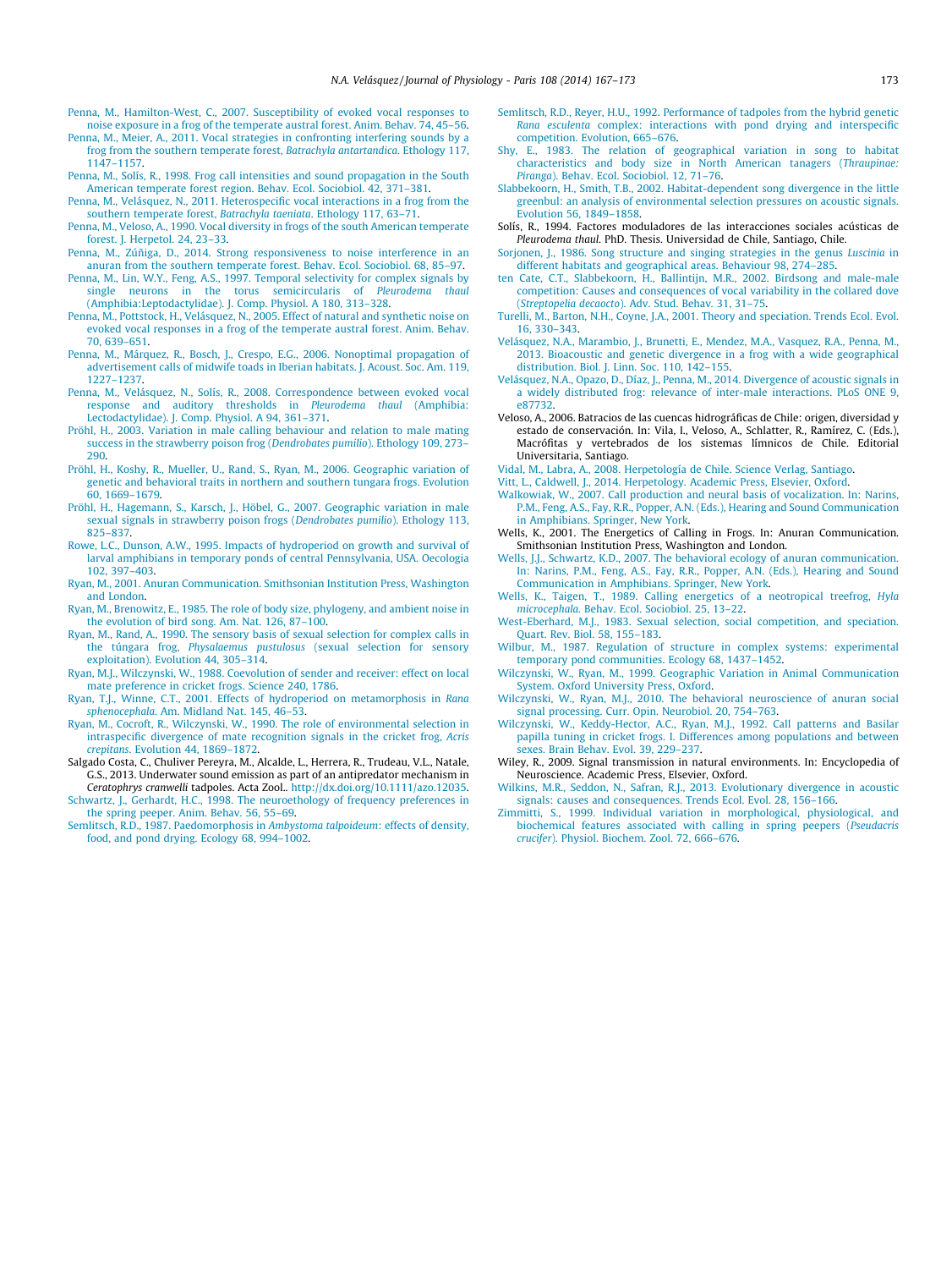Penna, M., Hamilton-West, C., 2007. Susceptibility of evoked vocal responses to noise exposure in a frog of the temperate austral forest. Anim. Behav. 74, 45–56.

Penna, M., Meier, A., 2011. Vocal strategies in confronting interfering sounds by a frog from the southern temperate forest, *Batrachyla antartandica*. Ethology 117, 1147–1157.

Penna, M., Solís, R., 1998. Frog call intensities and sound propagation in the South American temperate forest region. Behav. Ecol. Sociobiol. 42, 371–381.

Penna, M., Velásquez, N., 2011. Heterospecific vocal interactions in a frog from the southern temperate forest, *Batrachyla taeniata*. Ethology 117, 63–71.

Penna, M., Veloso, A., 1990. Vocal diversity in frogs of the south American temperate forest. J. Herpetol. 24, 23–33.

Penna, M., Zúñiga, D., 2014. Strong responsiveness to noise interference in an anuran from the southern temperate forest. Behav. Ecol. Sociobiol. 68, 85–97.

Penna, M., Lin, W.Y., Feng, A.S., 1997. Temporal selectivity for complex signals by single neurons in the torus semicircularis of *Pleurodema thaul* (Amphibia:Leptodactylidae). J. Comp. Physiol. A 180, 313–328.

Penna, M., Pottstock, H., Velásquez, N., 2005. Effect of natural and synthetic noise on evoked vocal responses in a frog of the temperate austral forest. Anim. Behav. 70, 639–651.

Penna, M., Márquez, R., Bosch, J., Crespo, E.G., 2006. Nonoptimal propagation of advertisement calls of midwife toads in Iberian habitats. J. Acoust. Soc. Am. 119, 1227–1237.

Penna, M., Velásquez, N., Solís, R., 2008. Correspondence between evoked vocal response and auditory thresholds in *Pleurodema thaul* (Amphibia: Lectodactylidae). J. Comp. Physiol. A 94, 361–371.

Pröhl, H., 2003. Variation in male calling behaviour and relation to male mating success in the strawberry poison frog (*Dendrobates pumilio*). Ethology 109, 273–290.

Pröhl, H., Koshy, R., Mueller, U., Rand, S., Ryan, M., 2006. Geographic variation of genetic and behavioral traits in northern and southern tungara frogs. Evolution 60, 1669–1679.

Pröhl, H., Hagemann, S., Karsch, J., Höbel, G., 2007. Geographic variation in male sexual signals in strawberry poison frogs (*Dendrobates pumilio*). Ethology 113, 825–837.

Rowe, L.C., Dunson, A.W., 1995. Impacts of hydroperiod on growth and survival of larval amphibians in temporary ponds of central Pennsylvania, USA. Oecologia 102, 397–403.

Ryan, M., 2001. Anuran Communication. Smithsonian Institution Press, Washington and London.

Ryan, M., Brenowitz, E., 1985. The role of body size, phylogeny, and ambient noise in the evolution of bird song. Am. Nat. 126, 87–100.

Ryan, M., Rand, A., 1990. The sensory basis of sexual selection for complex calls in the túngara frog, *Physalaemus pustulosus* (sexual selection for sensory exploitation). Evolution 44, 305–314.

Ryan, M.J., Wilczynski, W., 1988. Coevolution of sender and receiver: effect on local mate preference in cricket frogs. Science 240, 1786.

Ryan, T.J., Winne, C.T., 2001. Effects of hydroperiod on metamorphosis in *Rana sphenocephala*. Am. Midland Nat. 145, 46–53.

Ryan, M., Cocroft, R., Wilczynski, W., 1990. The role of environmental selection in intraspecific divergence of mate recognition signals in the cricket frog, *Acris crepitans*. Evolution 44, 1869–1872.

Salgado Costa, C., Chuliver Pereyra, M., Alcalde, L., Herrera, R., Trudeau, V.L., Natale, G.S., 2013. Underwater sound emission as part of an antipredator mechanism in *Ceratophrys cranwelli* tadpoles. Acta Zool.. http://dx.doi.org/10.1111/azo.12035.

Schwartz, J., Gerhardt, H.C., 1998. The neuroethology of frequency preferences in the spring peeper. Anim. Behav. 56, 55–69.

Semlitsch, R.D., 1987. Paedomorphosis in *Ambystoma talpoideum*: effects of density, food, and pond drying. Ecology 68, 994–1002.

Semlitsch, R.D., Reyer, H.U., 1992. Performance of tadpoles from the hybrid genetic *Rana esculenta* complex: interactions with pond drying and interspecific competition. Evolution, 665–676.

Shy, E., 1983. The relation of geographical variation in song to habitat characteristics and body size in North American tanagers (*Thraupinae: Piranga*). Behav. Ecol. Sociobiol. 12, 71–76.

Slabbekoorn, H., Smith, T.B., 2002. Habitat-dependent song divergence in the little greenbul: an analysis of environmental selection pressures on acoustic signals. Evolution 56, 1849–1858.

Solís, R., 1994. Factores moduladores de las interacciones sociales acústicas de *Pleurodema thaul*. PhD. Thesis. Universidad de Chile, Santiago, Chile.

Sorjonen, J., 1986. Song structure and singing strategies in the genus *Luscinia* in different habitats and geographical areas. Behaviour 98, 274–285.

ten Cate, C.T., Slabbekoorn, H., Ballintijn, M.R., 2002. Birdsong and male-male competition: Causes and consequences of vocal variability in the collared dove (*Streptopelia decaocto*). Adv. Stud. Behav. 31, 31–75.

Turelli, M., Barton, N.H., Coyne, J.A., 2001. Theory and speciation. Trends Ecol. Evol. 16, 330–343.

Velásquez, N.A., Marambio, J., Brunetti, E., Mendez, M.A., Vasquez, R.A., Penna, M., 2013. Bioacoustic and genetic divergence in a frog with a wide geographical distribution. Biol. J. Linn. Soc. 110, 142–155.

Velásquez, N.A., Opazo, D., Díaz, J., Penna, M., 2014. Divergence of acoustic signals in a widely distributed frog: relevance of inter-male interactions. PLoS ONE 9, e87732.

Veloso, A., 2006. Batracios de las cuencas hidrográficas de Chile: origen, diversidad y estado de conservación. In: Vila, I., Veloso, A., Schlatter, R., Ramírez, C. (Eds.), Macrófitas y vertebrados de los sistemas límnicos de Chile. Editorial Universitaria, Santiago.

Vidal, M., Labra, A., 2008. Herpetología de Chile. Science Verlag, Santiago.

Vitt, L., Caldwell, J., 2014. Herpetology. Academic Press, Elsevier, Oxford.

Walkowiak, W., 2007. Call production and neural basis of vocalization. In: Narins, P.M., Feng, A.S., Fay, R.R., Popper, A.N. (Eds.), Hearing and Sound Communication in Amphibians. Springer, New York.

Wells, K., 2001. The Energetics of Calling in Frogs. In: Anuran Communication. Smithsonian Institution Press, Washington and London.

Wells, J.J., Schwartz, K.D., 2007. The behavioral ecology of anuran communication. In: Narins, P.M., Feng, A.S., Fay, R.R., Popper, A.N. (Eds.), Hearing and Sound Communication in Amphibians. Springer, New York.

Wells, K., Taigen, T., 1989. Calling energetics of a neotropical treefrog, *Hyla microcephala*. Behav. Ecol. Sociobiol. 25, 13–22.

West-Eberhard, M.J., 1983. Sexual selection, social competition, and speciation. Quart. Rev. Biol. 58, 155–183.

Wilbur, M., 1987. Regulation of structure in complex systems: experimental temporary pond communities. Ecology 68, 1437–1452.

Wilczynski, W., Ryan, M., 1999. Geographic Variation in Animal Communication System. Oxford University Press, Oxford.

Wilczynski, W., Ryan, M.J., 2010. The behavioral neuroscience of anuran social signal processing. Curr. Opin. Neurobiol. 20, 754–763.

Wilczynski, W., Keddy-Hector, A.C., Ryan, M.J., 1992. Call patterns and Basilar papilla tuning in cricket frogs. I. Differences among populations and between sexes. Brain Behav. Evol. 39, 229–237.

Wiley, R., 2009. Signal transmission in natural environments. In: Encyclopedia of Neuroscience. Academic Press, Elsevier, Oxford.

Wilkins, M.R., Seddon, N., Safran, R.J., 2013. Evolutionary divergence in acoustic signals: causes and consequences. Trends Ecol. Evol. 28, 156–166.

Zimmitti, S., 1999. Individual variation in morphological, physiological, and biochemical features associated with calling in spring peepers (*Pseudacris crucifer*). Physiol. Biochem. Zool. 72, 666–676.